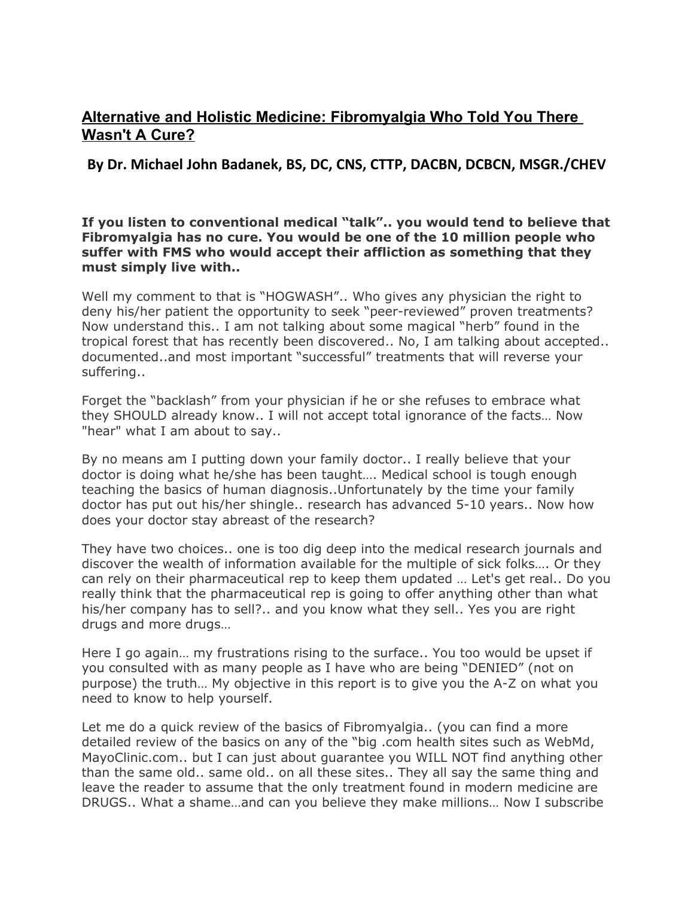# Alternative and Holistic Medicine: Fibromyalgia Who Told You There Wasn't A Cure?

**By Dr. Michael John Badanek, BS, DC, CNS, CTTP, DACBN, DCBCN, MSGR./CHEV**

**If you listen to conventional medical "talk".. you would tend to believe that Fibromyalgia has no cure. You would be one of the 10 million people who suffer with FMS who would accept their affliction as something that they must simply live with..**

Well my comment to that is "HOGWASH".. Who gives any physician the right to deny his/her patient the opportunity to seek "peer-reviewed" proven treatments? Now understand this.. I am not talking about some magical "herb" found in the tropical forest that has recently been discovered.. No, I am talking about accepted.. documented..and most important "successful" treatments that will reverse your suffering..

Forget the "backlash" from your physician if he or she refuses to embrace what they SHOULD already know.. I will not accept total ignorance of the facts… Now "hear" what I am about to say..

By no means am I putting down your family doctor.. I really believe that your doctor is doing what he/she has been taught…. Medical school is tough enough teaching the basics of human diagnosis..Unfortunately by the time your family doctor has put out his/her shingle.. research has advanced 5-10 years.. Now how does your doctor stay abreast of the research?

They have two choices.. one is too dig deep into the medical research journals and discover the wealth of information available for the multiple of sick folks…. Or they can rely on their pharmaceutical rep to keep them updated … Let's get real.. Do you really think that the pharmaceutical rep is going to offer anything other than what his/her company has to sell?.. and you know what they sell.. Yes you are right drugs and more drugs…

Here I go again… my frustrations rising to the surface.. You too would be upset if you consulted with as many people as I have who are being "DENIED" (not on purpose) the truth… My objective in this report is to give you the A-Z on what you need to know to help yourself.

Let me do a quick review of the basics of Fibromyalgia.. (you can find a more detailed review of the basics on any of the "big .com health sites such as WebMd, MayoClinic.com.. but I can just about guarantee you WILL NOT find anything other than the same old.. same old.. on all these sites.. They all say the same thing and leave the reader to assume that the only treatment found in modern medicine are DRUGS.. What a shame…and can you believe they make millions… Now I subscribe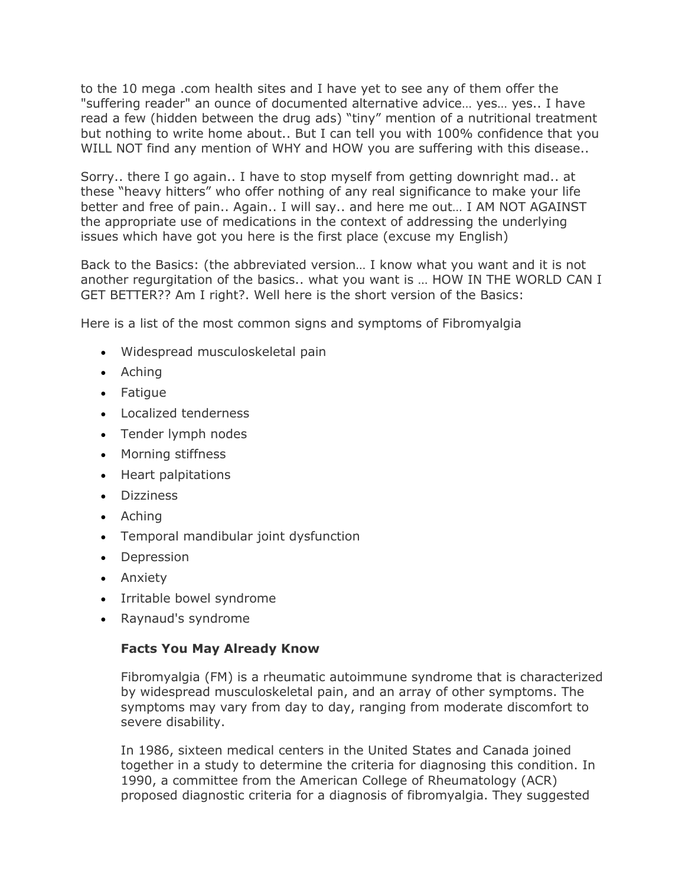to the 10 mega .com health sites and I have yet to see any of them offer the "suffering reader" an ounce of documented alternative advice… yes… yes.. I have read a few (hidden between the drug ads) "tiny" mention of a nutritional treatment but nothing to write home about.. But I can tell you with 100% confidence that you WILL NOT find any mention of WHY and HOW you are suffering with this disease..

Sorry.. there I go again.. I have to stop myself from getting downright mad.. at these "heavy hitters" who offer nothing of any real significance to make your life better and free of pain.. Again.. I will say.. and here me out… I AM NOT AGAINST the appropriate use of medications in the context of addressing the underlying issues which have got you here is the first place (excuse my English)

Back to the Basics: (the abbreviated version… I know what you want and it is not another regurgitation of the basics.. what you want is … HOW IN THE WORLD CAN I GET BETTER?? Am I right?. Well here is the short version of the Basics:

Here is a list of the most common signs and symptoms of Fibromyalgia

- Widespread musculoskeletal pain
- Aching
- Fatigue
- Localized tenderness
- Tender lymph nodes
- Morning stiffness
- Heart palpitations
- Dizziness
- Aching
- Temporal mandibular joint dysfunction
- Depression
- Anxiety
- Irritable bowel syndrome
- Raynaud's syndrome

**Facts You May Already Know**

Fibromyalgia (FM) is a rheumatic autoimmune syndrome that is characterized by widespread musculoskeletal pain, and an array of other symptoms. The symptoms may vary from day to day, ranging from moderate discomfort to severe disability.

In 1986, sixteen medical centers in the United States and Canada joined together in a study to determine the criteria for diagnosing this condition. In 1990, a committee from the American College of Rheumatology (ACR) proposed diagnostic criteria for a diagnosis of fibromyalgia. They suggested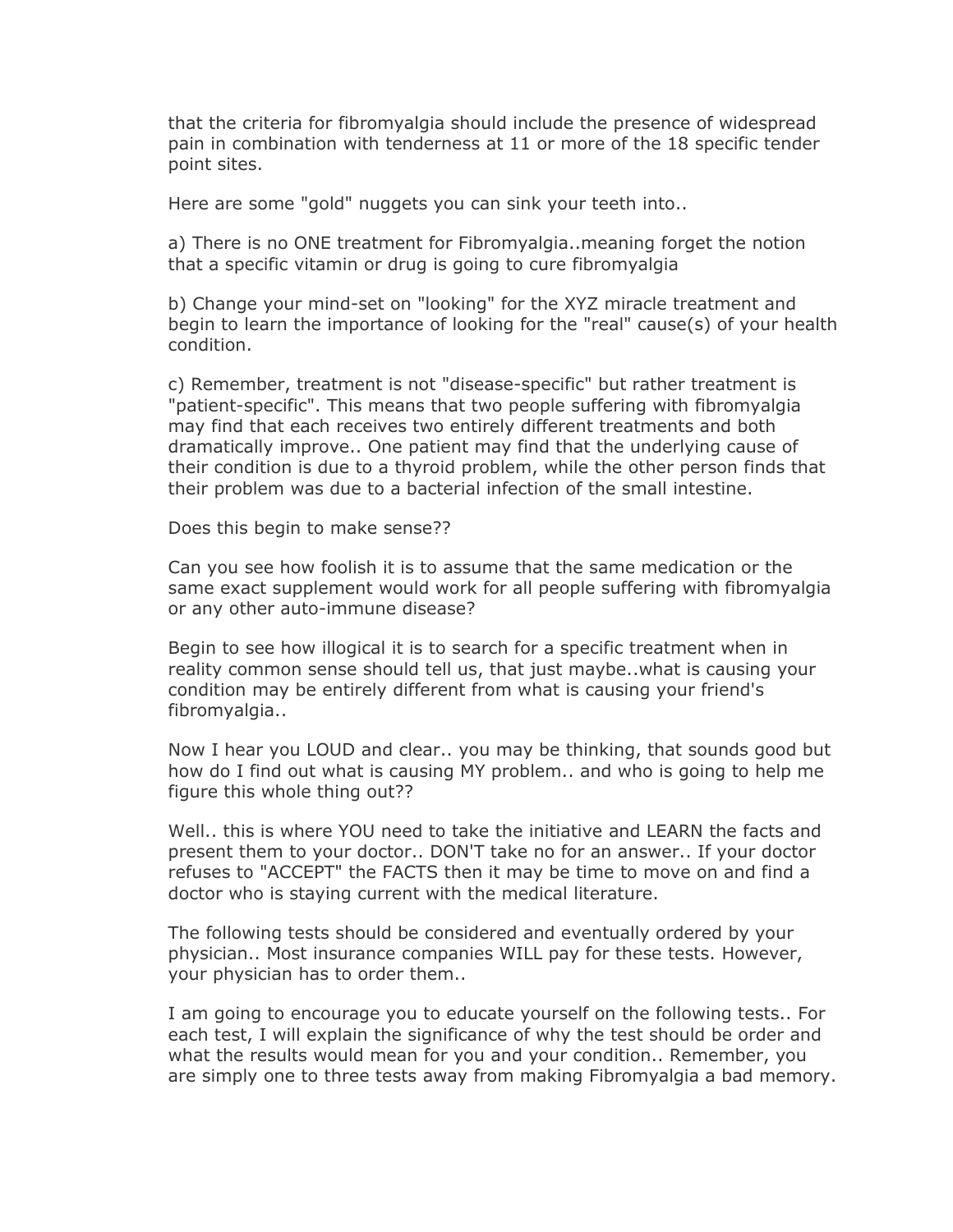that the criteria for fibromyalgia should include the presence of widespread pain in combination with tenderness at 11 or more of the 18 specific tender point sites.

Here are some "gold" nuggets you can sink your teeth into..

a) There is no ONE treatment for Fibromyalgia..meaning forget the notion that a specific vitamin or drug is going to cure fibromyalgia

b) Change your mind-set on "looking" for the XYZ miracle treatment and begin to learn the importance of looking for the "real" cause(s) of your health condition.

c) Remember, treatment is not "disease-specific" but rather treatment is "patient-specific". This means that two people suffering with fibromyalgia may find that each receives two entirely different treatments and both dramatically improve.. One patient may find that the underlying cause of their condition is due to a thyroid problem, while the other person finds that their problem was due to a bacterial infection of the small intestine.

Does this begin to make sense??

Can you see how foolish it is to assume that the same medication or the same exact supplement would work for all people suffering with fibromyalgia or any other auto-immune disease?

Begin to see how illogical it is to search for a specific treatment when in reality common sense should tell us, that just maybe..what is causing your condition may be entirely different from what is causing your friend's fibromyalgia..

Now I hear you LOUD and clear.. you may be thinking, that sounds good but how do I find out what is causing MY problem.. and who is going to help me figure this whole thing out??

Well.. this is where YOU need to take the initiative and LEARN the facts and present them to your doctor.. DON'T take no for an answer.. If your doctor refuses to "ACCEPT" the FACTS then it may be time to move on and find a doctor who is staying current with the medical literature.

The following tests should be considered and eventually ordered by your physician.. Most insurance companies WILL pay for these tests. However, your physician has to order them..

I am going to encourage you to educate yourself on the following tests.. For each test, I will explain the significance of why the test should be order and what the results would mean for you and your condition.. Remember, you are simply one to three tests away from making Fibromyalgia a bad memory.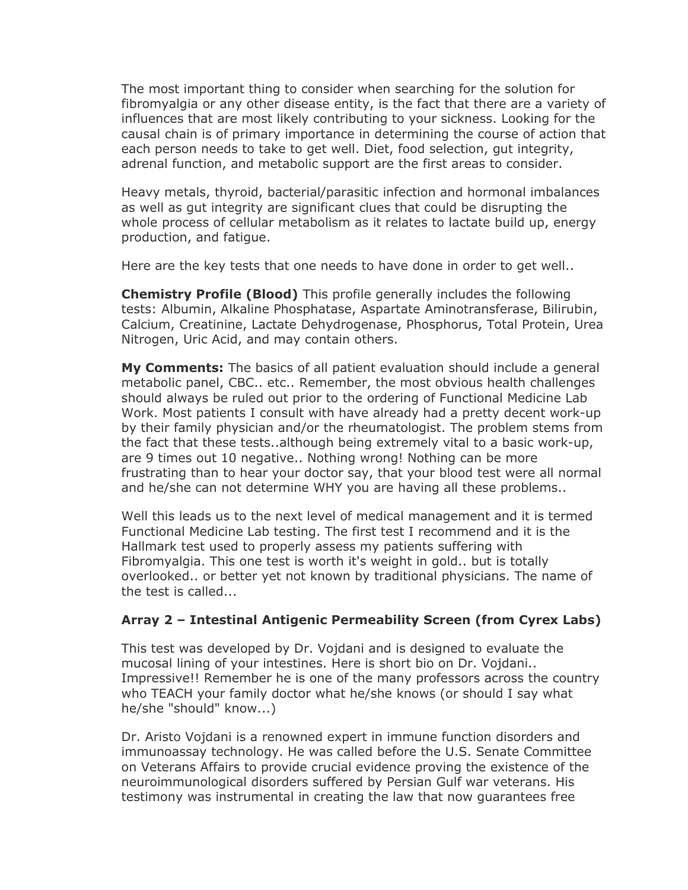The most important thing to consider when searching for the solution for fibromyalgia or any other disease entity, is the fact that there are a variety of influences that are most likely contributing to your sickness. Looking for the causal chain is of primary importance in determining the course of action that each person needs to take to get well. Diet, food selection, gut integrity, adrenal function, and metabolic support are the first areas to consider.

Heavy metals, thyroid, bacterial/parasitic infection and hormonal imbalances as well as gut integrity are significant clues that could be disrupting the whole process of cellular metabolism as it relates to lactate build up, energy production, and fatigue.

Here are the key tests that one needs to have done in order to get well..

**Chemistry Profile (Blood)** This profile generally includes the following tests: Albumin, Alkaline Phosphatase, Aspartate Aminotransferase, Bilirubin, Calcium, Creatinine, Lactate Dehydrogenase, Phosphorus, Total Protein, Urea Nitrogen, Uric Acid, and may contain others.

**My Comments:** The basics of all patient evaluation should include a general metabolic panel, CBC.. etc.. Remember, the most obvious health challenges should always be ruled out prior to the ordering of Functional Medicine Lab Work. Most patients I consult with have already had a pretty decent work-up by their family physician and/or the rheumatologist. The problem stems from the fact that these tests..although being extremely vital to a basic work-up, are 9 times out 10 negative.. Nothing wrong! Nothing can be more frustrating than to hear your doctor say, that your blood test were all normal and he/she can not determine WHY you are having all these problems..

Well this leads us to the next level of medical management and it is termed Functional Medicine Lab testing. The first test I recommend and it is the Hallmark test used to properly assess my patients suffering with Fibromyalgia. This one test is worth it's weight in gold.. but is totally overlooked.. or better yet not known by traditional physicians. The name of the test is called...

**Array 2 – Intestinal Antigenic Permeability Screen (from Cyrex Labs)**

This test was developed by Dr. Vojdani and is designed to evaluate the mucosal lining of your intestines. Here is short bio on Dr. Vojdani.. Impressive!! Remember he is one of the many professors across the country who TEACH your family doctor what he/she knows (or should I say what he/she "should" know...)

Dr. Aristo Vojdani is a renowned expert in immune function disorders and immunoassay technology. He was called before the U.S. Senate Committee on Veterans Affairs to provide crucial evidence proving the existence of the neuroimmunological disorders suffered by Persian Gulf war veterans. His testimony was instrumental in creating the law that now guarantees free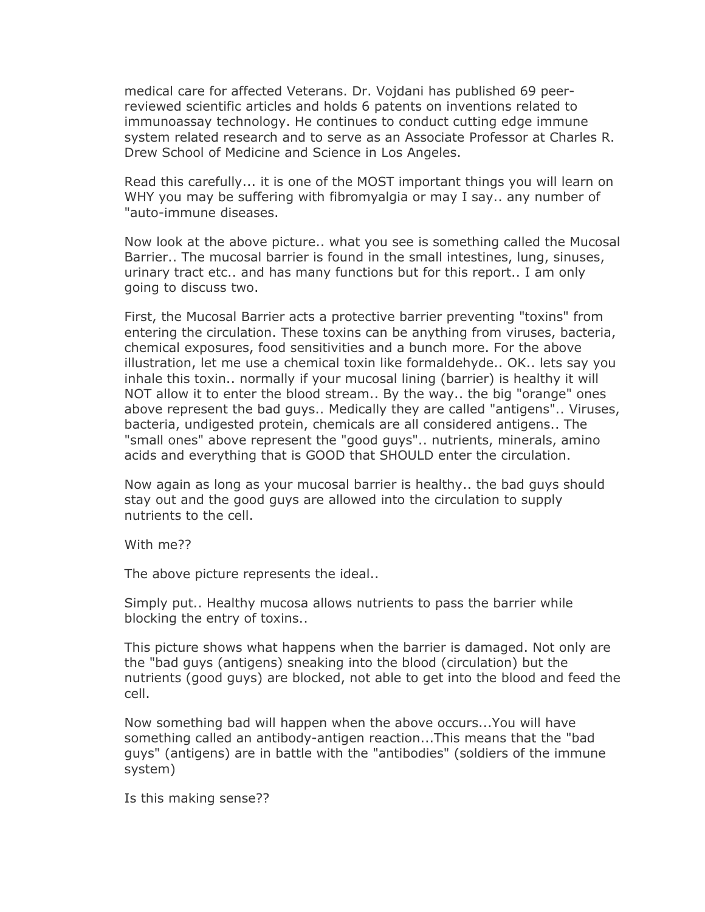medical care for affected Veterans. Dr. Vojdani has published 69 peer-reviewed scientific articles and holds 6 patents on inventions related to immunoassay technology. He continues to conduct cutting edge immune system related research and to serve as an Associate Professor at Charles R. Drew School of Medicine and Science in Los Angeles.

Read this carefully... it is one of the MOST important things you will learn on WHY you may be suffering with fibromyalgia or may I say.. any number of "auto-immune diseases.

Now look at the above picture.. what you see is something called the Mucosal Barrier.. The mucosal barrier is found in the small intestines, lung, sinuses, urinary tract etc.. and has many functions but for this report.. I am only going to discuss two.

First, the Mucosal Barrier acts a protective barrier preventing "toxins" from entering the circulation. These toxins can be anything from viruses, bacteria, chemical exposures, food sensitivities and a bunch more. For the above illustration, let me use a chemical toxin like formaldehyde.. OK.. lets say you inhale this toxin.. normally if your mucosal lining (barrier) is healthy it will NOT allow it to enter the blood stream.. By the way.. the big "orange" ones above represent the bad guys.. Medically they are called "antigens".. Viruses, bacteria, undigested protein, chemicals are all considered antigens.. The "small ones" above represent the "good guys".. nutrients, minerals, amino acids and everything that is GOOD that SHOULD enter the circulation.

Now again as long as your mucosal barrier is healthy.. the bad guys should stay out and the good guys are allowed into the circulation to supply nutrients to the cell.

With me??

The above picture represents the ideal..

Simply put.. Healthy mucosa allows nutrients to pass the barrier while blocking the entry of toxins..

This picture shows what happens when the barrier is damaged. Not only are the "bad guys (antigens) sneaking into the blood (circulation) but the nutrients (good guys) are blocked, not able to get into the blood and feed the cell.

Now something bad will happen when the above occurs...You will have something called an antibody-antigen reaction...This means that the "bad guys" (antigens) are in battle with the "antibodies" (soldiers of the immune system)

Is this making sense??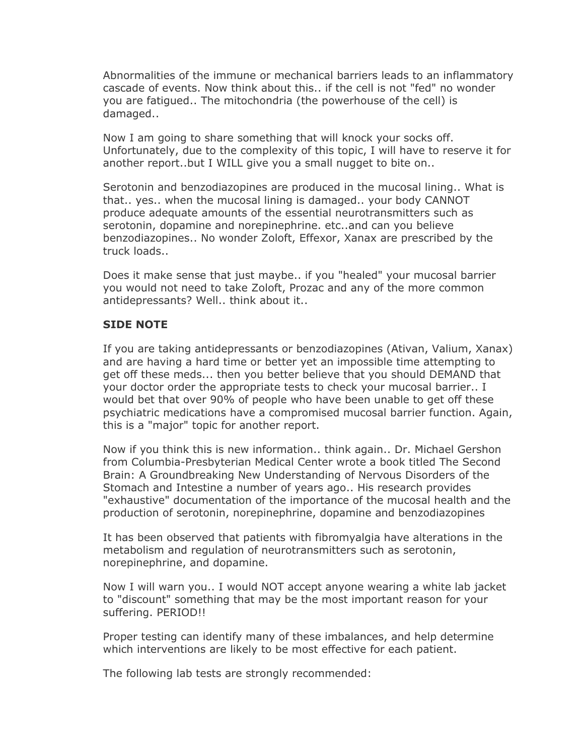Abnormalities of the immune or mechanical barriers leads to an inflammatory cascade of events. Now think about this.. if the cell is not "fed" no wonder you are fatigued.. The mitochondria (the powerhouse of the cell) is damaged..

Now I am going to share something that will knock your socks off. Unfortunately, due to the complexity of this topic, I will have to reserve it for another report..but I WILL give you a small nugget to bite on..

Serotonin and benzodiazopines are produced in the mucosal lining.. What is that.. yes.. when the mucosal lining is damaged.. your body CANNOT produce adequate amounts of the essential neurotransmitters such as serotonin, dopamine and norepinephrine. etc..and can you believe benzodiazopines.. No wonder Zoloft, Effexor, Xanax are prescribed by the truck loads..

Does it make sense that just maybe.. if you "healed" your mucosal barrier you would not need to take Zoloft, Prozac and any of the more common antidepressants? Well.. think about it..

**SIDE NOTE**

If you are taking antidepressants or benzodiazopines (Ativan, Valium, Xanax) and are having a hard time or better yet an impossible time attempting to get off these meds... then you better believe that you should DEMAND that your doctor order the appropriate tests to check your mucosal barrier.. I would bet that over 90% of people who have been unable to get off these psychiatric medications have a compromised mucosal barrier function. Again, this is a "major" topic for another report.

Now if you think this is new information.. think again.. Dr. Michael Gershon from Columbia-Presbyterian Medical Center wrote a book titled The Second Brain: A Groundbreaking New Understanding of Nervous Disorders of the Stomach and Intestine a number of years ago.. His research provides "exhaustive" documentation of the importance of the mucosal health and the production of serotonin, norepinephrine, dopamine and benzodiazopines

It has been observed that patients with fibromyalgia have alterations in the metabolism and regulation of neurotransmitters such as serotonin, norepinephrine, and dopamine.

Now I will warn you.. I would NOT accept anyone wearing a white lab jacket to "discount" something that may be the most important reason for your suffering. PERIOD!!

Proper testing can identify many of these imbalances, and help determine which interventions are likely to be most effective for each patient.

The following lab tests are strongly recommended: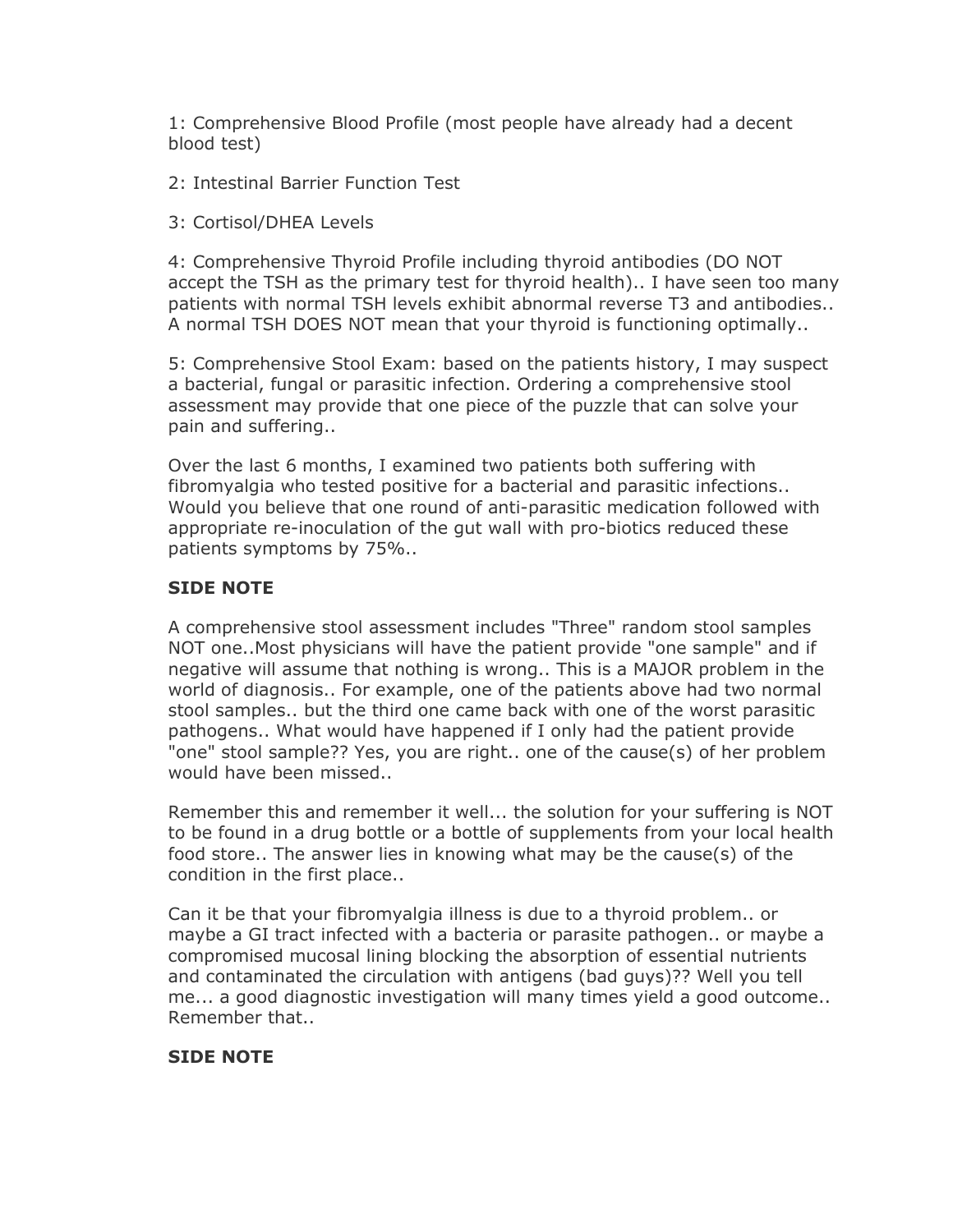1: Comprehensive Blood Profile (most people have already had a decent blood test)

2: Intestinal Barrier Function Test

3: Cortisol/DHEA Levels

4: Comprehensive Thyroid Profile including thyroid antibodies (DO NOT accept the TSH as the primary test for thyroid health).. I have seen too many patients with normal TSH levels exhibit abnormal reverse T3 and antibodies.. A normal TSH DOES NOT mean that your thyroid is functioning optimally..

5: Comprehensive Stool Exam: based on the patients history, I may suspect a bacterial, fungal or parasitic infection. Ordering a comprehensive stool assessment may provide that one piece of the puzzle that can solve your pain and suffering..

Over the last 6 months, I examined two patients both suffering with fibromyalgia who tested positive for a bacterial and parasitic infections.. Would you believe that one round of anti-parasitic medication followed with appropriate re-inoculation of the gut wall with pro-biotics reduced these patients symptoms by 75%..

**SIDE NOTE**

A comprehensive stool assessment includes "Three" random stool samples NOT one..Most physicians will have the patient provide "one sample" and if negative will assume that nothing is wrong.. This is a MAJOR problem in the world of diagnosis.. For example, one of the patients above had two normal stool samples.. but the third one came back with one of the worst parasitic pathogens.. What would have happened if I only had the patient provide "one" stool sample?? Yes, you are right.. one of the cause(s) of her problem would have been missed..

Remember this and remember it well... the solution for your suffering is NOT to be found in a drug bottle or a bottle of supplements from your local health food store.. The answer lies in knowing what may be the cause(s) of the condition in the first place..

Can it be that your fibromyalgia illness is due to a thyroid problem.. or maybe a GI tract infected with a bacteria or parasite pathogen.. or maybe a compromised mucosal lining blocking the absorption of essential nutrients and contaminated the circulation with antigens (bad guys)?? Well you tell me... a good diagnostic investigation will many times yield a good outcome.. Remember that..

**SIDE NOTE**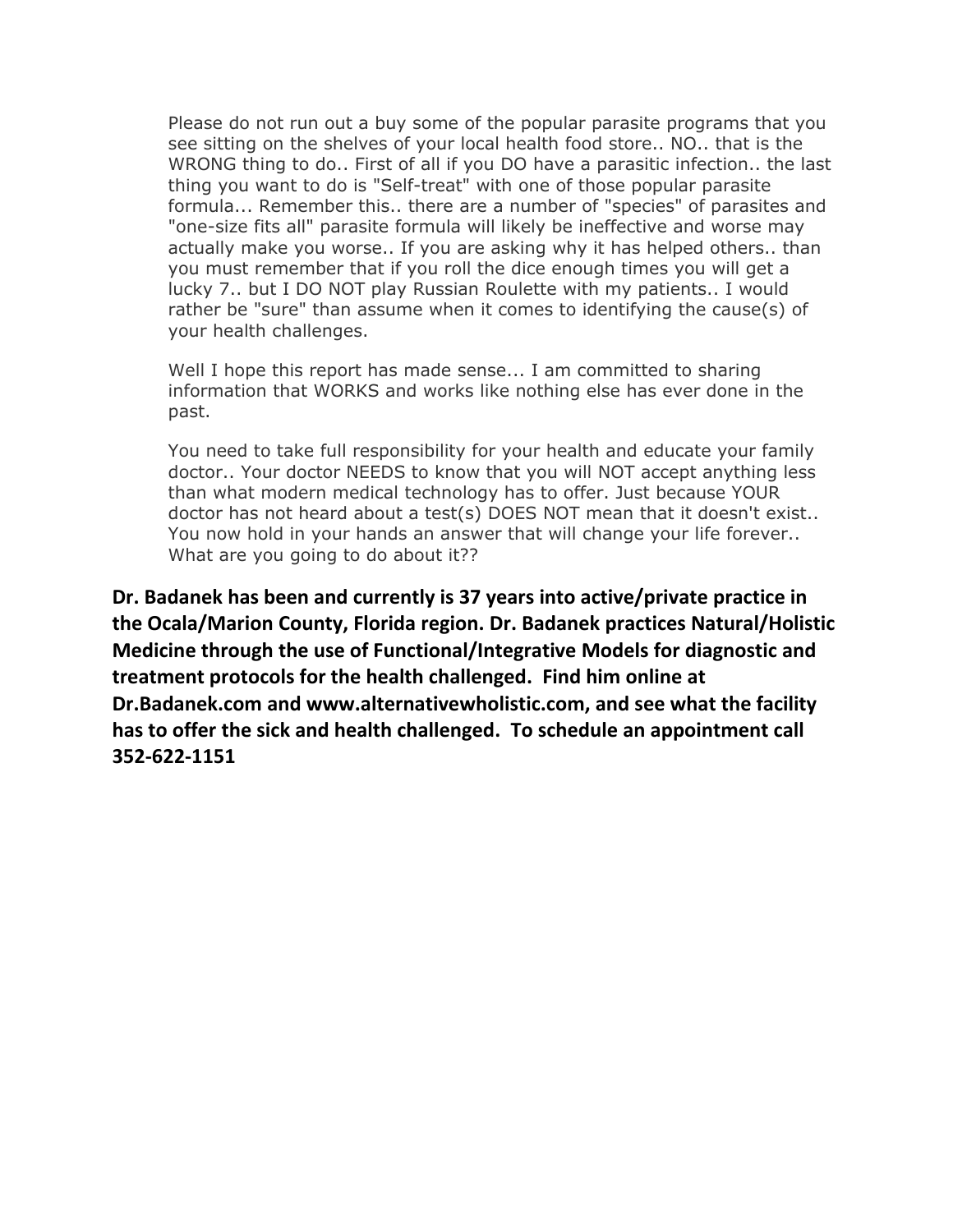Please do not run out a buy some of the popular parasite programs that you see sitting on the shelves of your local health food store.. NO.. that is the WRONG thing to do.. First of all if you DO have a parasitic infection.. the last thing you want to do is "Self-treat" with one of those popular parasite formula... Remember this.. there are a number of "species" of parasites and "one-size fits all" parasite formula will likely be ineffective and worse may actually make you worse.. If you are asking why it has helped others.. than you must remember that if you roll the dice enough times you will get a lucky 7.. but I DO NOT play Russian Roulette with my patients.. I would rather be "sure" than assume when it comes to identifying the cause(s) of your health challenges.

Well I hope this report has made sense... I am committed to sharing information that WORKS and works like nothing else has ever done in the past.

You need to take full responsibility for your health and educate your family doctor.. Your doctor NEEDS to know that you will NOT accept anything less than what modern medical technology has to offer. Just because YOUR doctor has not heard about a test(s) DOES NOT mean that it doesn't exist.. You now hold in your hands an answer that will change your life forever.. What are you going to do about it??

**Dr. Badanek has been and currently is 37 years into active/private practice in the Ocala/Marion County, Florida region. Dr. Badanek practices Natural/Holistic Medicine through the use of Functional/Integrative Models for diagnostic and treatment protocols for the health challenged. Find him online at Dr.Badanek.com and www.alternativewholistic.com, and see what the facility has to offer the sick and health challenged. To schedule an appointment call 352-622-1151**